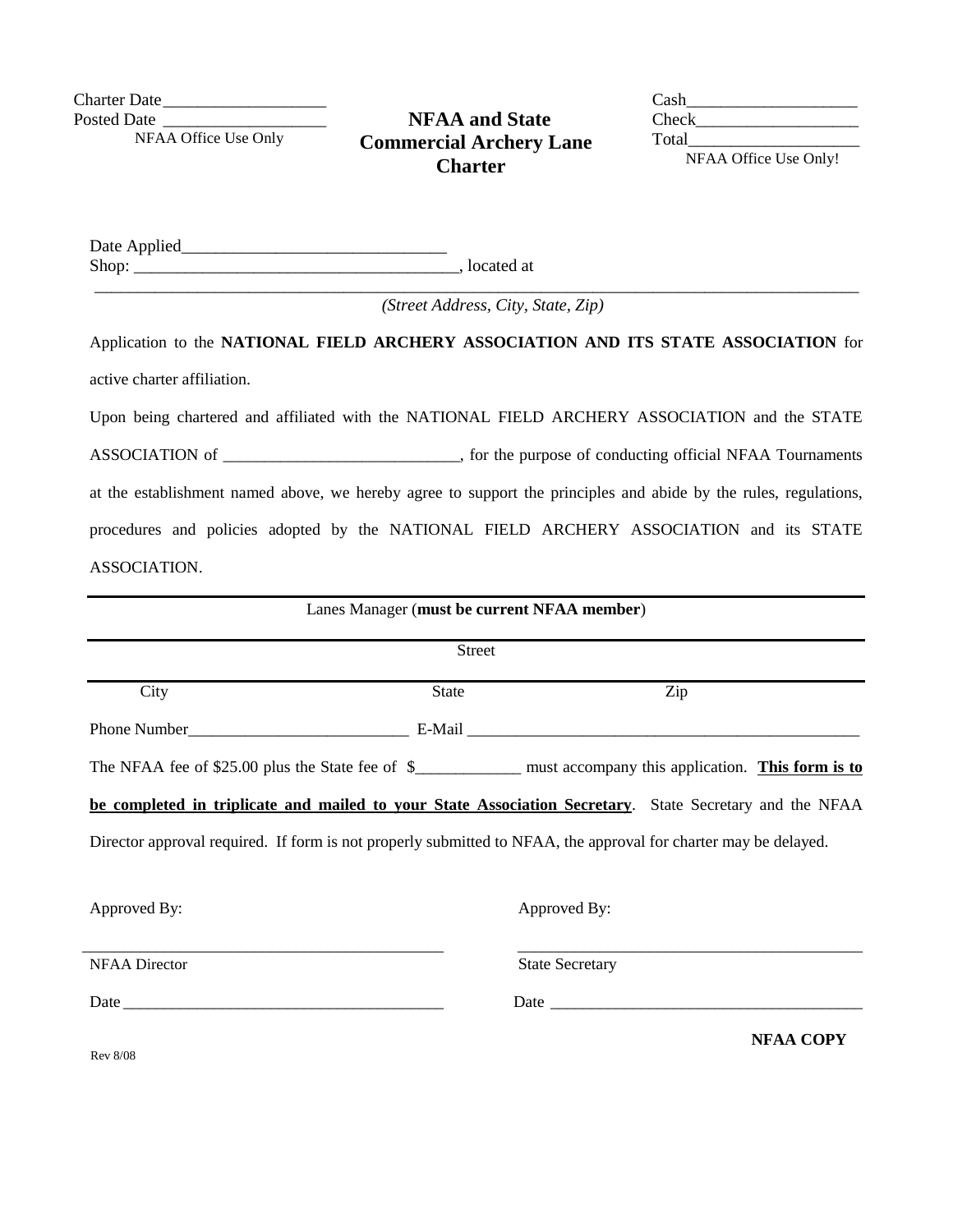Charter Date___________________
Posted Date ___________________
NFAA Office Use Only

# NFAA and State Commercial Archery Lane Charter

Cash___________________
Check___________________
Total___________________
NFAA Office Use Only!

Date Applied______________________________
Shop: _____________________________________, located at

______________________________________________________________________________________
*(Street Address, City, State, Zip)*

Application to the **NATIONAL FIELD ARCHERY ASSOCIATION AND ITS STATE ASSOCIATION** for active charter affiliation.

Upon being chartered and affiliated with the NATIONAL FIELD ARCHERY ASSOCIATION and the STATE ASSOCIATION of ____________________________, for the purpose of conducting official NFAA Tournaments at the establishment named above, we hereby agree to support the principles and abide by the rules, regulations, procedures and policies adopted by the NATIONAL FIELD ARCHERY ASSOCIATION and its STATE ASSOCIATION.

______________________________________________________________________________________
Lanes Manager (**must be current NFAA member**)

______________________________________________________________________________________
Street

______________________________________________________________________________________
City State Zip

Phone Number__________________________ E-Mail _________________________________________________

The NFAA fee of $25.00 plus the State fee of $____________ must accompany this application. **<u>This form is to be completed in triplicate and mailed to your State Association Secretary</u>**. State Secretary and the NFAA Director approval required. If form is not properly submitted to NFAA, the approval for charter may be delayed.

Approved By:

___________________________________________
NFAA Director

Date ______________________________________

Approved By:

___________________________________________
State Secretary

Date ______________________________________

**NFAA COPY**

Rev 8/08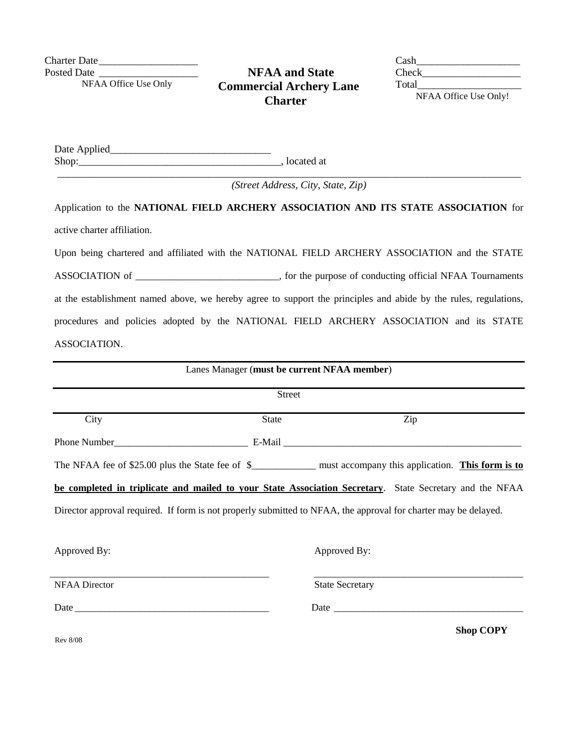Charter Date___________________
Posted Date ___________________
NFAA Office Use Only

# NFAA and State Commercial Archery Lane Charter

Cash____________________
Check___________________
Total____________________
NFAA Office Use Only!

Date Applied_______________________________
Shop:______________________________________, located at

_____________________________________________________________________________________

*(Street Address, City, State, Zip)*

Application to the **NATIONAL FIELD ARCHERY ASSOCIATION AND ITS STATE ASSOCIATION** for active charter affiliation.

Upon being chartered and affiliated with the NATIONAL FIELD ARCHERY ASSOCIATION and the STATE ASSOCIATION of ____________________________, for the purpose of conducting official NFAA Tournaments at the establishment named above, we hereby agree to support the principles and abide by the rules, regulations, procedures and policies adopted by the NATIONAL FIELD ARCHERY ASSOCIATION and its STATE ASSOCIATION.

_____________________________________________________________________________________

Lanes Manager (**must be current NFAA member**)

_____________________________________________________________________________________

Street

_____________________________________________________________________________________

City State Zip

Phone Number__________________________ E-Mail _________________________________________________

The NFAA fee of $25.00 plus the State fee of $_____________ must accompany this application. **This form is to be completed in triplicate and mailed to your State Association Secretary**. State Secretary and the NFAA Director approval required. If form is not properly submitted to NFAA, the approval for charter may be delayed.

Approved By:

_____________________________________________

NFAA Director

Date ________________________________________

Approved By:

_____________________________________________

State Secretary

Date ________________________________________

**Shop COPY**

Rev 8/08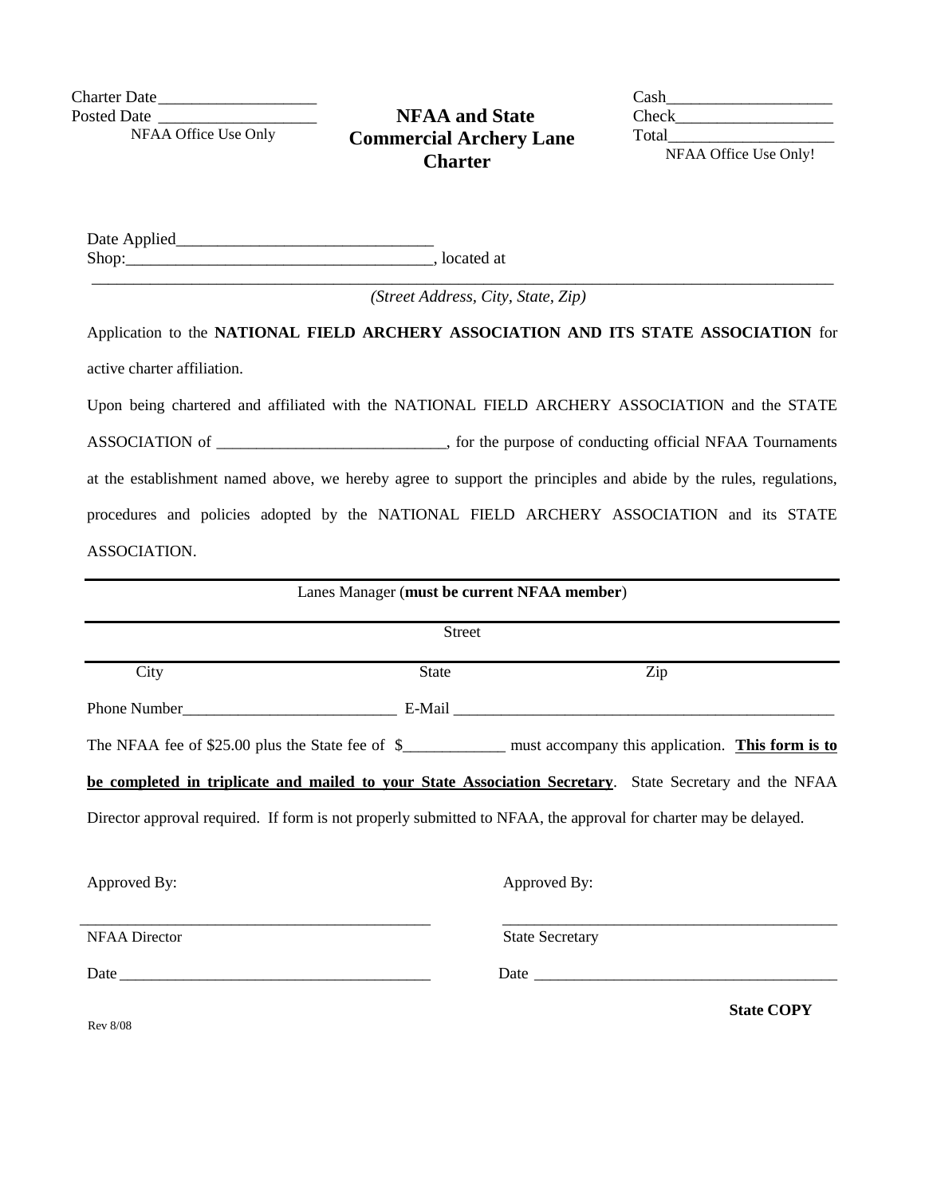Charter Date___________________
Posted Date ___________________
NFAA Office Use Only

# NFAA and State Commercial Archery Lane Charter

Cash____________________
Check___________________
Total____________________
NFAA Office Use Only!

Date Applied_______________________________
Shop:_____________________________________, located at

__________________________________________________________________________________________
*(Street Address, City, State, Zip)*

Application to the **NATIONAL FIELD ARCHERY ASSOCIATION AND ITS STATE ASSOCIATION** for active charter affiliation.

Upon being chartered and affiliated with the NATIONAL FIELD ARCHERY ASSOCIATION and the STATE ASSOCIATION of ____________________________, for the purpose of conducting official NFAA Tournaments at the establishment named above, we hereby agree to support the principles and abide by the rules, regulations, procedures and policies adopted by the NATIONAL FIELD ARCHERY ASSOCIATION and its STATE ASSOCIATION.

__________________________________________________________________________________________
Lanes Manager (**must be current NFAA member**)

__________________________________________________________________________________________
Street

__________________________________________________________________________________________
City State Zip

Phone Number__________________________ E-Mail _________________________________________________

The NFAA fee of $25.00 plus the State fee of $_____________ must accompany this application. **This form is to be completed in triplicate and mailed to your State Association Secretary**. State Secretary and the NFAA Director approval required. If form is not properly submitted to NFAA, the approval for charter may be delayed.

Approved By:

____________________________________________
NFAA Director

Date _______________________________________

Approved By:

____________________________________________
State Secretary

Date _______________________________________

**State COPY**

Rev 8/08